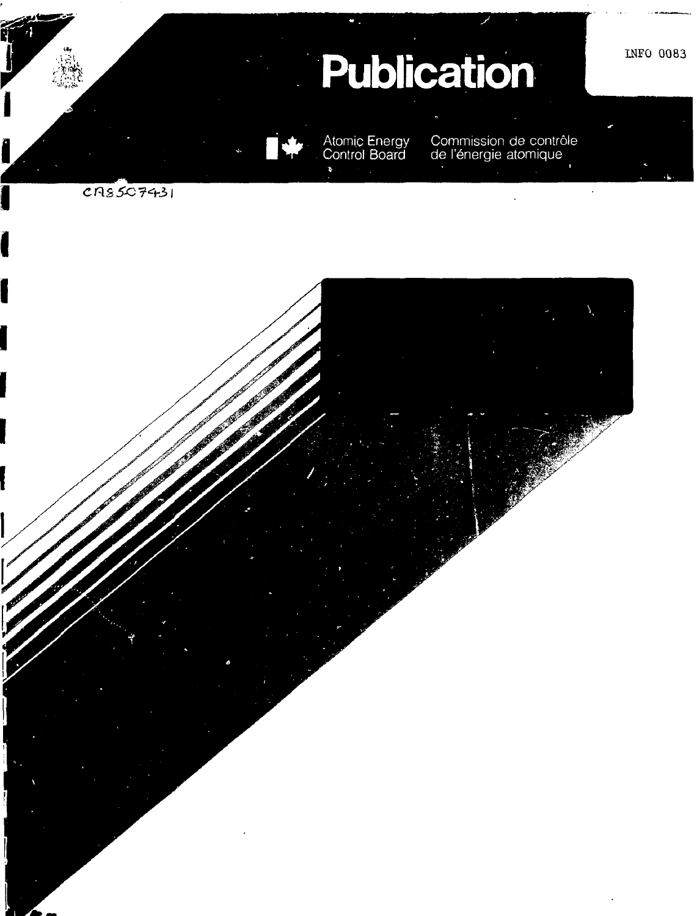INFO 0083

# Publication

Atomic Energy Control Board

Commission de contrôle de l'énergie atomique

CA8507431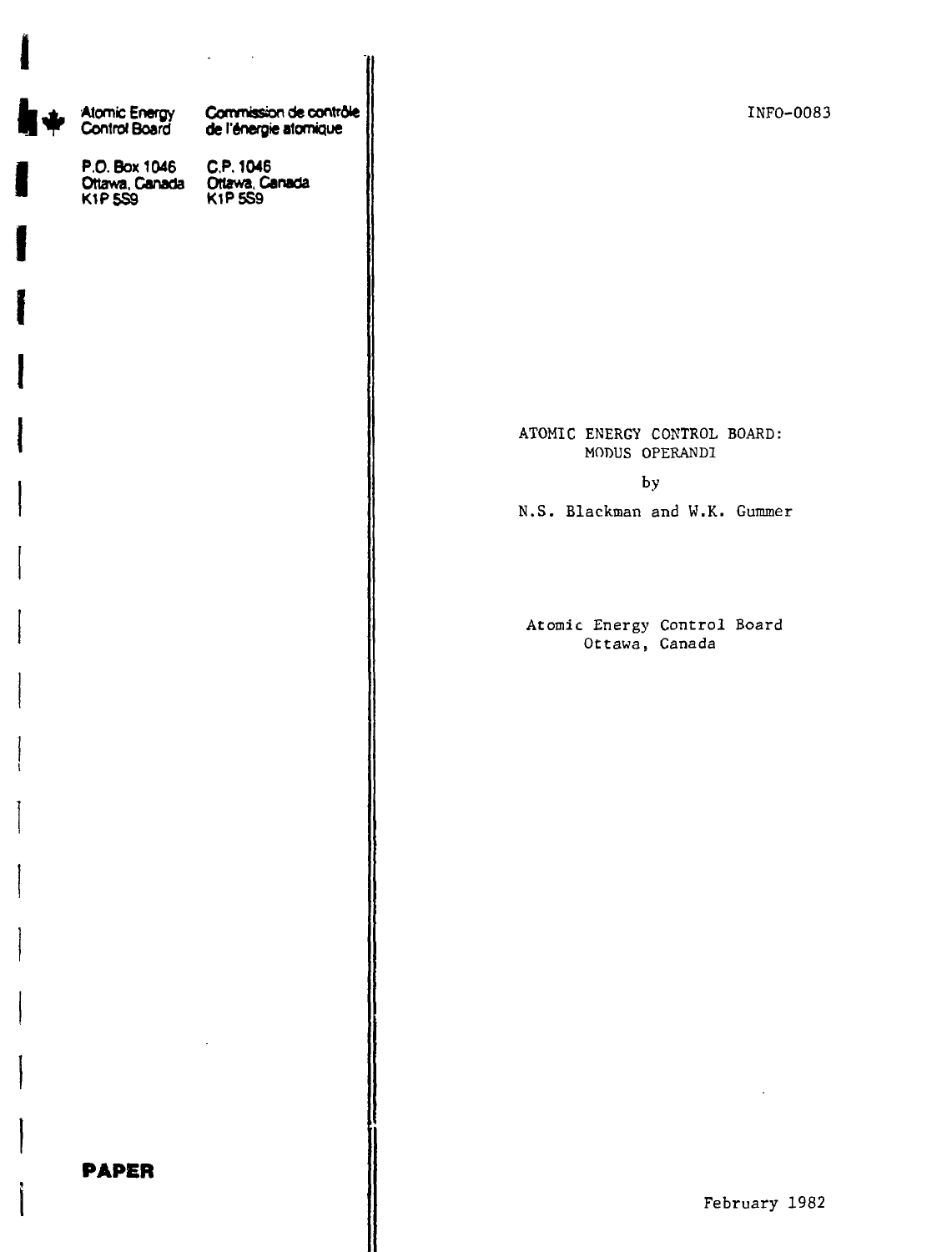Atomic Energy Control Board

Commission de contrôle de l'énergie atomique

P.O. Box 1046
Ottawa, Canada
K1P 5S9

C.P. 1046
Ottawa, Canada
K1P 5S9

**PAPER**

INFO-0083

# ATOMIC ENERGY CONTROL BOARD: MODUS OPERANDI

by

N.S. Blackman and W.K. Gummer

Atomic Energy Control Board
Ottawa, Canada

February 1982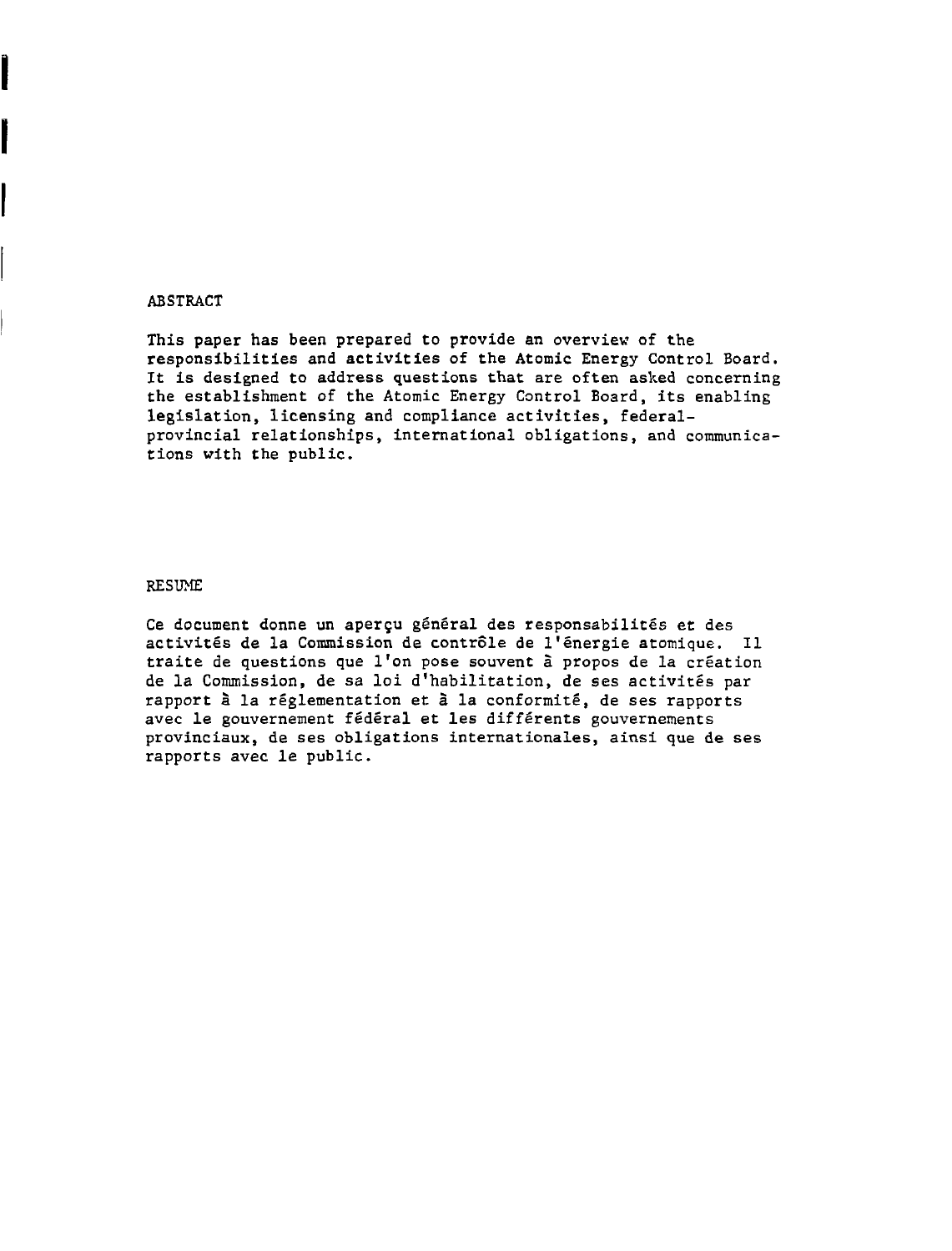## ABSTRACT

This paper has been prepared to provide an overview of the responsibilities and activities of the Atomic Energy Control Board. It is designed to address questions that are often asked concerning the establishment of the Atomic Energy Control Board, its enabling legislation, licensing and compliance activities, federal-provincial relationships, international obligations, and communications with the public.

## RESUME

Ce document donne un aperçu général des responsabilités et des activités de la Commission de contrôle de l'énergie atomique. Il traite de questions que l'on pose souvent à propos de la création de la Commission, de sa loi d'habilitation, de ses activités par rapport à la réglementation et à la conformité, de ses rapports avec le gouvernement fédéral et les différents gouvernements provinciaux, de ses obligations internationales, ainsi que de ses rapports avec le public.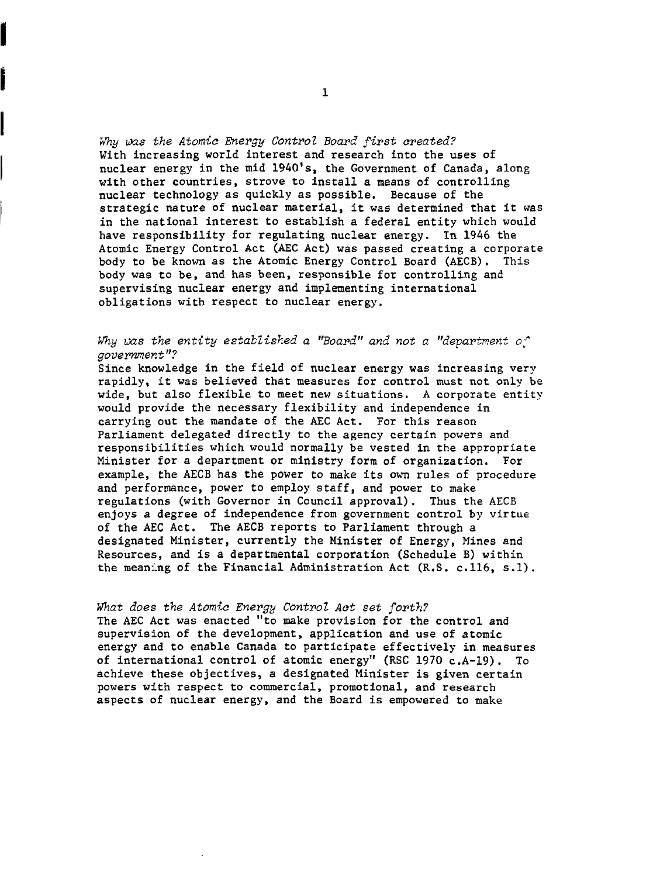*Why was the Atomic Energy Control Board first created?*
With increasing world interest and research into the uses of nuclear energy in the mid 1940's, the Government of Canada, along with other countries, strove to install a means of controlling nuclear technology as quickly as possible. Because of the strategic nature of nuclear material, it was determined that it was in the national interest to establish a federal entity which would have responsibility for regulating nuclear energy. In 1946 the Atomic Energy Control Act (AEC Act) was passed creating a corporate body to be known as the Atomic Energy Control Board (AECB). This body was to be, and has been, responsible for controlling and supervising nuclear energy and implementing international obligations with respect to nuclear energy.

*Why was the entity established a "Board" and not a "department of government"?*
Since knowledge in the field of nuclear energy was increasing very rapidly, it was believed that measures for control must not only be wide, but also flexible to meet new situations. A corporate entity would provide the necessary flexibility and independence in carrying out the mandate of the AEC Act. For this reason Parliament delegated directly to the agency certain powers and responsibilities which would normally be vested in the appropriate Minister for a department or ministry form of organization. For example, the AECB has the power to make its own rules of procedure and performance, power to employ staff, and power to make regulations (with Governor in Council approval). Thus the AECB enjoys a degree of independence from government control by virtue of the AEC Act. The AECB reports to Parliament through a designated Minister, currently the Minister of Energy, Mines and Resources, and is a departmental corporation (Schedule B) within the meaning of the Financial Administration Act (R.S. c.116, s.1).

*What does the Atomic Energy Control Act set forth?*
The AEC Act was enacted "to make provision for the control and supervision of the development, application and use of atomic energy and to enable Canada to participate effectively in measures of international control of atomic energy" (RSC 1970 c.A-19). To achieve these objectives, a designated Minister is given certain powers with respect to commercial, promotional, and research aspects of nuclear energy, and the Board is empowered to make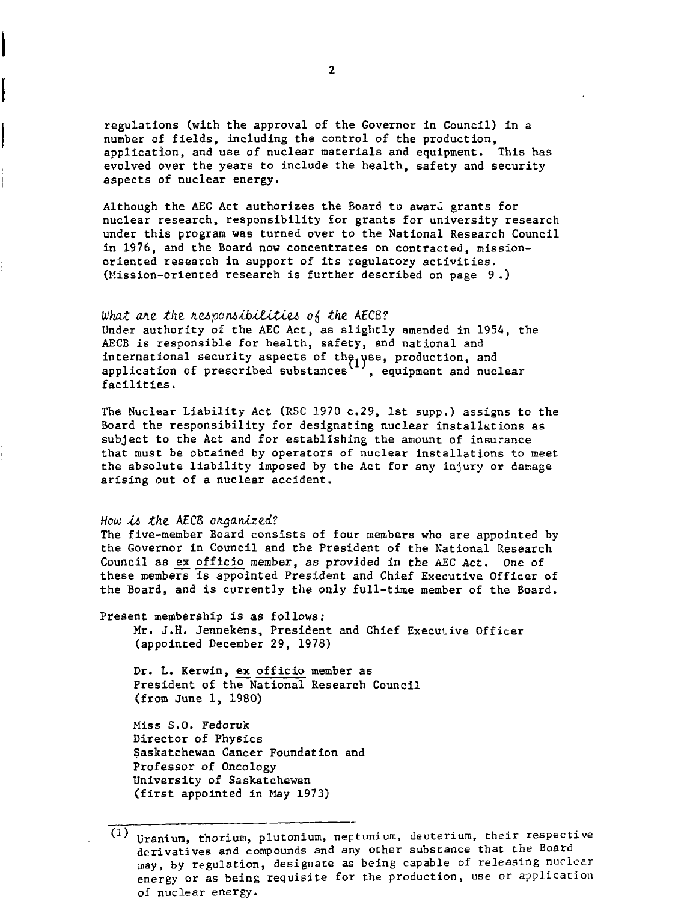regulations (with the approval of the Governor in Council) in a number of fields, including the control of the production, application, and use of nuclear materials and equipment. This has evolved over the years to include the health, safety and security aspects of nuclear energy.

Although the AEC Act authorizes the Board to award grants for nuclear research, responsibility for grants for university research under this program was turned over to the National Research Council in 1976, and the Board now concentrates on contracted, mission-oriented research in support of its regulatory activities. (Mission-oriented research is further described on page 9.)

*What are the responsibilities of the AECB?*

Under authority of the AEC Act, as slightly amended in 1954, the AECB is responsible for health, safety, and national and international security aspects of the use, production, and application of prescribed substances[(1)], equipment and nuclear facilities.

The Nuclear Liability Act (RSC 1970 c.29, 1st supp.) assigns to the Board the responsibility for designating nuclear installations as subject to the Act and for establishing the amount of insurance that must be obtained by operators of nuclear installations to meet the absolute liability imposed by the Act for any injury or damage arising out of a nuclear accident.

*How is the AECB organized?*

The five-member Board consists of four members who are appointed by the Governor in Council and the President of the National Research Council as ex officio member, as provided in the AEC Act. One of these members is appointed President and Chief Executive Officer of the Board, and is currently the only full-time member of the Board.

Present membership is as follows:

Mr. J.H. Jennekens, President and Chief Executive Officer
(appointed December 29, 1978)

Dr. L. Kerwin, ex officio member as
President of the National Research Council
(from June 1, 1980)

Miss S.O. Fedoruk
Director of Physics
Saskatchewan Cancer Foundation and
Professor of Oncology
University of Saskatchewan
(first appointed in May 1973)

---

(1) Uranium, thorium, plutonium, neptunium, deuterium, their respective derivatives and compounds and any other substance that the Board may, by regulation, designate as being capable of releasing nuclear energy or as being requisite for the production, use or application of nuclear energy.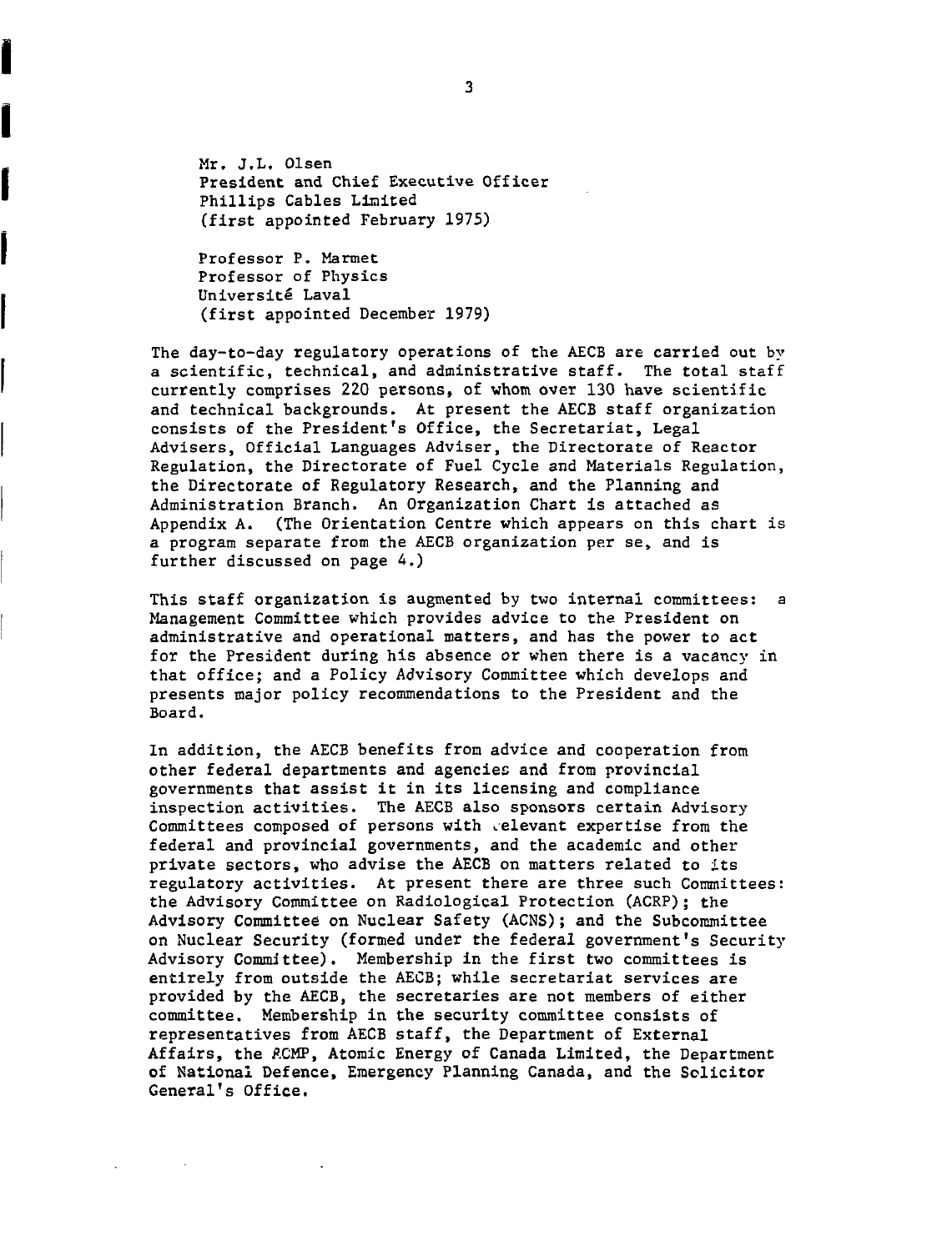Mr. J.L. Olsen
President and Chief Executive Officer
Phillips Cables Limited
(first appointed February 1975)

Professor P. Marmet
Professor of Physics
Université Laval
(first appointed December 1979)

The day-to-day regulatory operations of the AECB are carried out by a scientific, technical, and administrative staff. The total staff currently comprises 220 persons, of whom over 130 have scientific and technical backgrounds. At present the AECB staff organization consists of the President's Office, the Secretariat, Legal Advisers, Official Languages Adviser, the Directorate of Reactor Regulation, the Directorate of Fuel Cycle and Materials Regulation, the Directorate of Regulatory Research, and the Planning and Administration Branch. An Organization Chart is attached as Appendix A. (The Orientation Centre which appears on this chart is a program separate from the AECB organization per se, and is further discussed on page 4.)

This staff organization is augmented by two internal committees: a Management Committee which provides advice to the President on administrative and operational matters, and has the power to act for the President during his absence or when there is a vacancy in that office; and a Policy Advisory Committee which develops and presents major policy recommendations to the President and the Board.

In addition, the AECB benefits from advice and cooperation from other federal departments and agencies and from provincial governments that assist it in its licensing and compliance inspection activities. The AECB also sponsors certain Advisory Committees composed of persons with relevant expertise from the federal and provincial governments, and the academic and other private sectors, who advise the AECB on matters related to its regulatory activities. At present there are three such Committees: the Advisory Committee on Radiological Protection (ACRP); the Advisory Committee on Nuclear Safety (ACNS); and the Subcommittee on Nuclear Security (formed under the federal government's Security Advisory Committee). Membership in the first two committees is entirely from outside the AECB; while secretariat services are provided by the AECB, the secretaries are not members of either committee. Membership in the security committee consists of representatives from AECB staff, the Department of External Affairs, the RCMP, Atomic Energy of Canada Limited, the Department of National Defence, Emergency Planning Canada, and the Solicitor General's Office.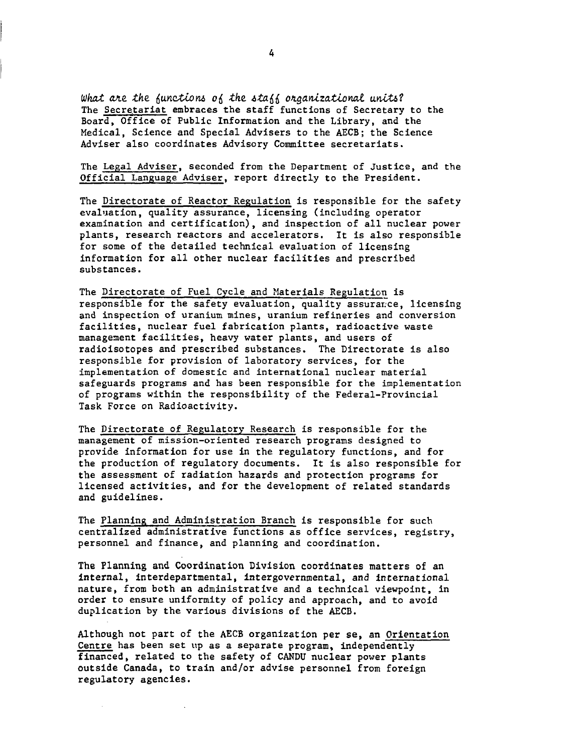*What are the functions of the staff organizational units?*

The Secretariat embraces the staff functions of Secretary to the Board, Office of Public Information and the Library, and the Medical, Science and Special Advisers to the AECB; the Science Adviser also coordinates Advisory Committee secretariats.

The Legal Adviser, seconded from the Department of Justice, and the Official Language Adviser, report directly to the President.

The Directorate of Reactor Regulation is responsible for the safety evaluation, quality assurance, licensing (including operator examination and certification), and inspection of all nuclear power plants, research reactors and accelerators. It is also responsible for some of the detailed technical evaluation of licensing information for all other nuclear facilities and prescribed substances.

The Directorate of Fuel Cycle and Materials Regulation is responsible for the safety evaluation, quality assurance, licensing and inspection of uranium mines, uranium refineries and conversion facilities, nuclear fuel fabrication plants, radioactive waste management facilities, heavy water plants, and users of radioisotopes and prescribed substances. The Directorate is also responsible for provision of laboratory services, for the implementation of domestic and international nuclear material safeguards programs and has been responsible for the implementation of programs within the responsibility of the Federal-Provincial Task Force on Radioactivity.

The Directorate of Regulatory Research is responsible for the management of mission-oriented research programs designed to provide information for use in the regulatory functions, and for the production of regulatory documents. It is also responsible for the assessment of radiation hazards and protection programs for licensed activities, and for the development of related standards and guidelines.

The Planning and Administration Branch is responsible for such centralized administrative functions as office services, registry, personnel and finance, and planning and coordination.

The Planning and Coordination Division coordinates matters of an internal, interdepartmental, intergovernmental, and international nature, from both an administrative and a technical viewpoint, in order to ensure uniformity of policy and approach, and to avoid duplication by the various divisions of the AECB.

Although not part of the AECB organization per se, an Orientation Centre has been set up as a separate program, independently financed, related to the safety of CANDU nuclear power plants outside Canada, to train and/or advise personnel from foreign regulatory agencies.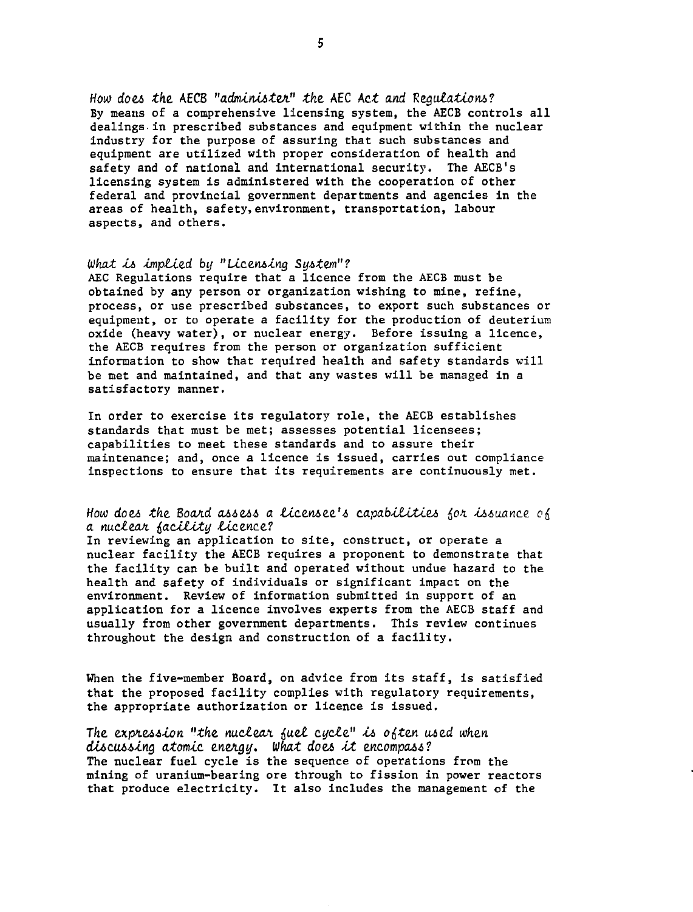*How does the AECB "administer" the AEC Act and Regulations?*
By means of a comprehensive licensing system, the AECB controls all dealings in prescribed substances and equipment within the nuclear industry for the purpose of assuring that such substances and equipment are utilized with proper consideration of health and safety and of national and international security. The AECB's licensing system is administered with the cooperation of other federal and provincial government departments and agencies in the areas of health, safety, environment, transportation, labour aspects, and others.

*What is implied by "Licensing System"?*
AEC Regulations require that a licence from the AECB must be obtained by any person or organization wishing to mine, refine, process, or use prescribed substances, to export such substances or equipment, or to operate a facility for the production of deuterium oxide (heavy water), or nuclear energy. Before issuing a licence, the AECB requires from the person or organization sufficient information to show that required health and safety standards will be met and maintained, and that any wastes will be managed in a satisfactory manner.

In order to exercise its regulatory role, the AECB establishes standards that must be met; assesses potential licensees; capabilities to meet these standards and to assure their maintenance; and, once a licence is issued, carries out compliance inspections to ensure that its requirements are continuously met.

*How does the Board assess a licensee's capabilities for issuance of a nuclear facility licence?*
In reviewing an application to site, construct, or operate a nuclear facility the AECB requires a proponent to demonstrate that the facility can be built and operated without undue hazard to the health and safety of individuals or significant impact on the environment. Review of information submitted in support of an application for a licence involves experts from the AECB staff and usually from other government departments. This review continues throughout the design and construction of a facility.

When the five-member Board, on advice from its staff, is satisfied that the proposed facility complies with regulatory requirements, the appropriate authorization or licence is issued.

*The expression "the nuclear fuel cycle" is often used when discussing atomic energy. What does it encompass?*
The nuclear fuel cycle is the sequence of operations from the mining of uranium-bearing ore through to fission in power reactors that produce electricity. It also includes the management of the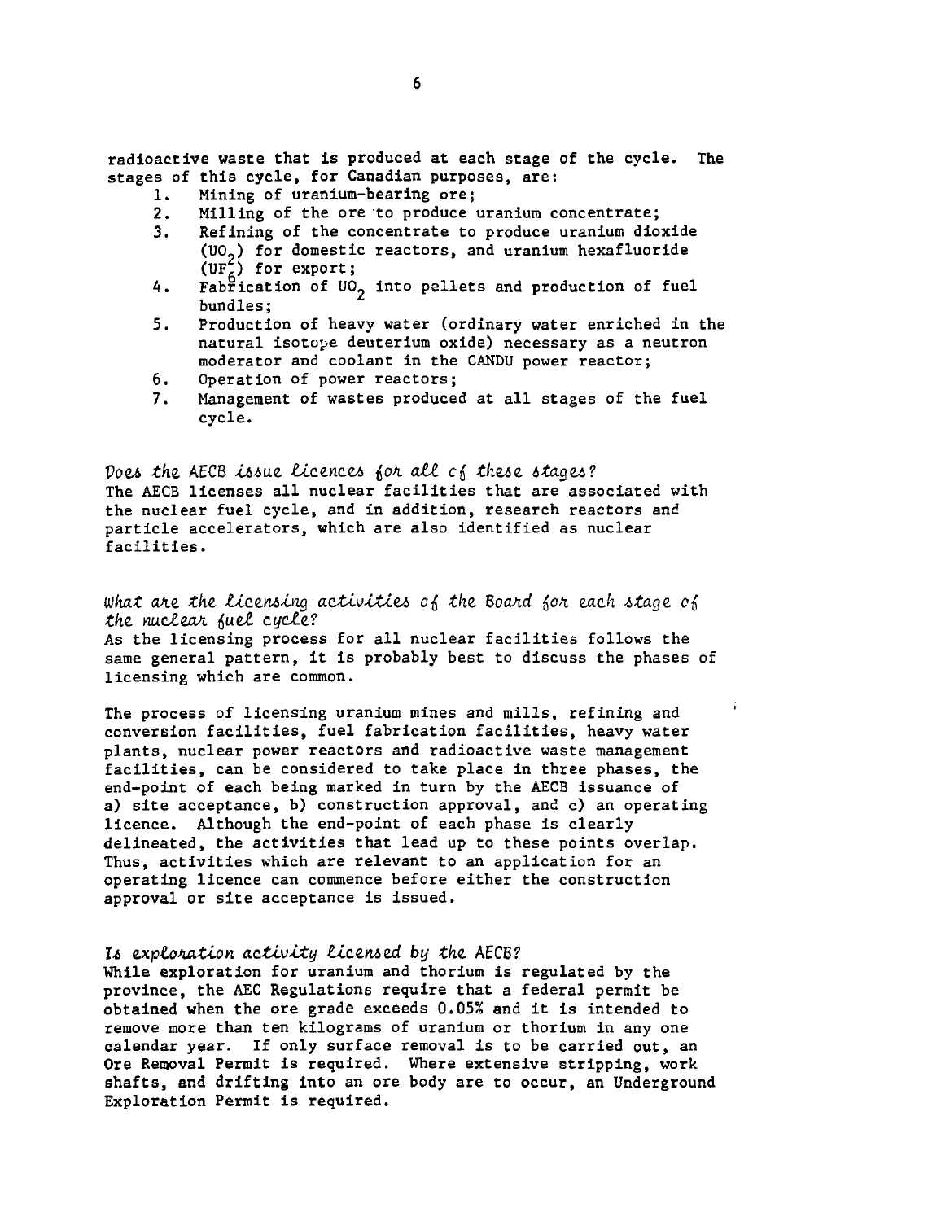radioactive waste that is produced at each stage of the cycle. The stages of this cycle, for Canadian purposes, are:

1. Mining of uranium-bearing ore;
2. Milling of the ore to produce uranium concentrate;
3. Refining of the concentrate to produce uranium dioxide ($UO_2$) for domestic reactors, and uranium hexafluoride ($UF_6$) for export;
4. Fabrication of $UO_2$ into pellets and production of fuel bundles;
5. Production of heavy water (ordinary water enriched in the natural isotope deuterium oxide) necessary as a neutron moderator and coolant in the CANDU power reactor;
6. Operation of power reactors;
7. Management of wastes produced at all stages of the fuel cycle.

*Does the AECB issue licences for all of these stages?*

The AECB licenses all nuclear facilities that are associated with the nuclear fuel cycle, and in addition, research reactors and particle accelerators, which are also identified as nuclear facilities.

*What are the licensing activities of the Board for each stage of the nuclear fuel cycle?*

As the licensing process for all nuclear facilities follows the same general pattern, it is probably best to discuss the phases of licensing which are common.

The process of licensing uranium mines and mills, refining and conversion facilities, fuel fabrication facilities, heavy water plants, nuclear power reactors and radioactive waste management facilities, can be considered to take place in three phases, the end-point of each being marked in turn by the AECB issuance of a) site acceptance, b) construction approval, and c) an operating licence. Although the end-point of each phase is clearly delineated, the activities that lead up to these points overlap. Thus, activities which are relevant to an application for an operating licence can commence before either the construction approval or site acceptance is issued.

*Is exploration activity licensed by the AECB?*

While exploration for uranium and thorium is regulated by the province, the AEC Regulations require that a federal permit be obtained when the ore grade exceeds 0.05% and it is intended to remove more than ten kilograms of uranium or thorium in any one calendar year. If only surface removal is to be carried out, an Ore Removal Permit is required. Where extensive stripping, work shafts, and drifting into an ore body are to occur, an Underground Exploration Permit is required.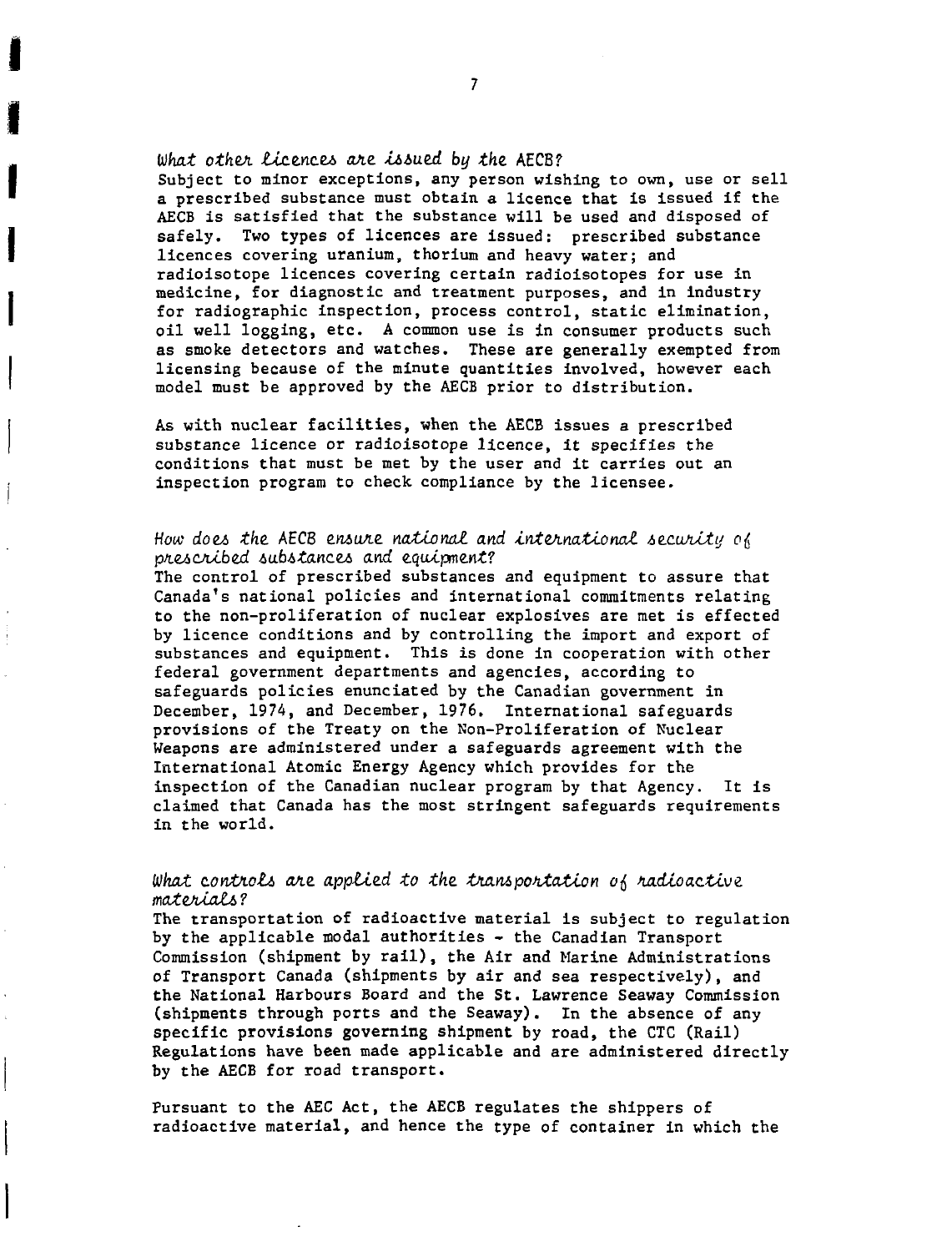### *What other licences are issued by the AECB?*

Subject to minor exceptions, any person wishing to own, use or sell a prescribed substance must obtain a licence that is issued if the AECB is satisfied that the substance will be used and disposed of safely. Two types of licences are issued: prescribed substance licences covering uranium, thorium and heavy water; and radioisotope licences covering certain radioisotopes for use in medicine, for diagnostic and treatment purposes, and in industry for radiographic inspection, process control, static elimination, oil well logging, etc. A common use is in consumer products such as smoke detectors and watches. These are generally exempted from licensing because of the minute quantities involved, however each model must be approved by the AECB prior to distribution.

As with nuclear facilities, when the AECB issues a prescribed substance licence or radioisotope licence, it specifies the conditions that must be met by the user and it carries out an inspection program to check compliance by the licensee.

### *How does the AECB ensure national and international security of prescribed substances and equipment?*

The control of prescribed substances and equipment to assure that Canada's national policies and international commitments relating to the non-proliferation of nuclear explosives are met is effected by licence conditions and by controlling the import and export of substances and equipment. This is done in cooperation with other federal government departments and agencies, according to safeguards policies enunciated by the Canadian government in December, 1974, and December, 1976. International safeguards provisions of the Treaty on the Non-Proliferation of Nuclear Weapons are administered under a safeguards agreement with the International Atomic Energy Agency which provides for the inspection of the Canadian nuclear program by that Agency. It is claimed that Canada has the most stringent safeguards requirements in the world.

### *What controls are applied to the transportation of radioactive materials?*

The transportation of radioactive material is subject to regulation by the applicable modal authorities - the Canadian Transport Commission (shipment by rail), the Air and Marine Administrations of Transport Canada (shipments by air and sea respectively), and the National Harbours Board and the St. Lawrence Seaway Commission (shipments through ports and the Seaway). In the absence of any specific provisions governing shipment by road, the CTC (Rail) Regulations have been made applicable and are administered directly by the AECB for road transport.

Pursuant to the AEC Act, the AECB regulates the shippers of radioactive material, and hence the type of container in which the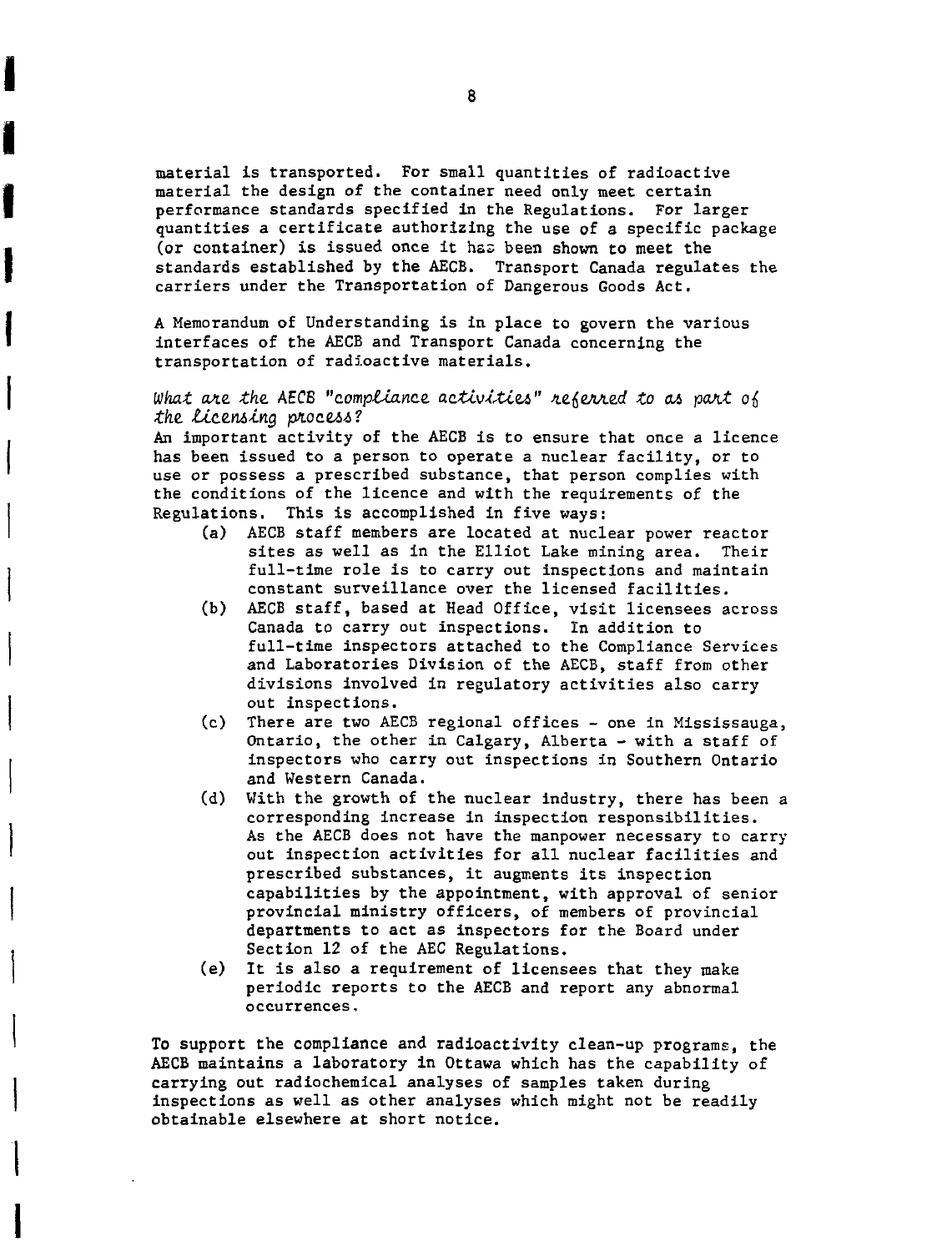material is transported. For small quantities of radioactive material the design of the container need only meet certain performance standards specified in the Regulations. For larger quantities a certificate authorizing the use of a specific package (or container) is issued once it has been shown to meet the standards established by the AECB. Transport Canada regulates the carriers under the Transportation of Dangerous Goods Act.

A Memorandum of Understanding is in place to govern the various interfaces of the AECB and Transport Canada concerning the transportation of radioactive materials.

*What are the AECB "compliance activities" referred to as part of the licensing process?*

An important activity of the AECB is to ensure that once a licence has been issued to a person to operate a nuclear facility, or to use or possess a prescribed substance, that person complies with the conditions of the licence and with the requirements of the Regulations. This is accomplished in five ways:

(a) AECB staff members are located at nuclear power reactor sites as well as in the Elliot Lake mining area. Their full-time role is to carry out inspections and maintain constant surveillance over the licensed facilities.

(b) AECB staff, based at Head Office, visit licensees across Canada to carry out inspections. In addition to full-time inspectors attached to the Compliance Services and Laboratories Division of the AECB, staff from other divisions involved in regulatory activities also carry out inspections.

(c) There are two AECB regional offices - one in Mississauga, Ontario, the other in Calgary, Alberta - with a staff of inspectors who carry out inspections in Southern Ontario and Western Canada.

(d) With the growth of the nuclear industry, there has been a corresponding increase in inspection responsibilities. As the AECB does not have the manpower necessary to carry out inspection activities for all nuclear facilities and prescribed substances, it augments its inspection capabilities by the appointment, with approval of senior provincial ministry officers, of members of provincial departments to act as inspectors for the Board under Section 12 of the AEC Regulations.

(e) It is also a requirement of licensees that they make periodic reports to the AECB and report any abnormal occurrences.

To support the compliance and radioactivity clean-up programs, the AECB maintains a laboratory in Ottawa which has the capability of carrying out radiochemical analyses of samples taken during inspections as well as other analyses which might not be readily obtainable elsewhere at short notice.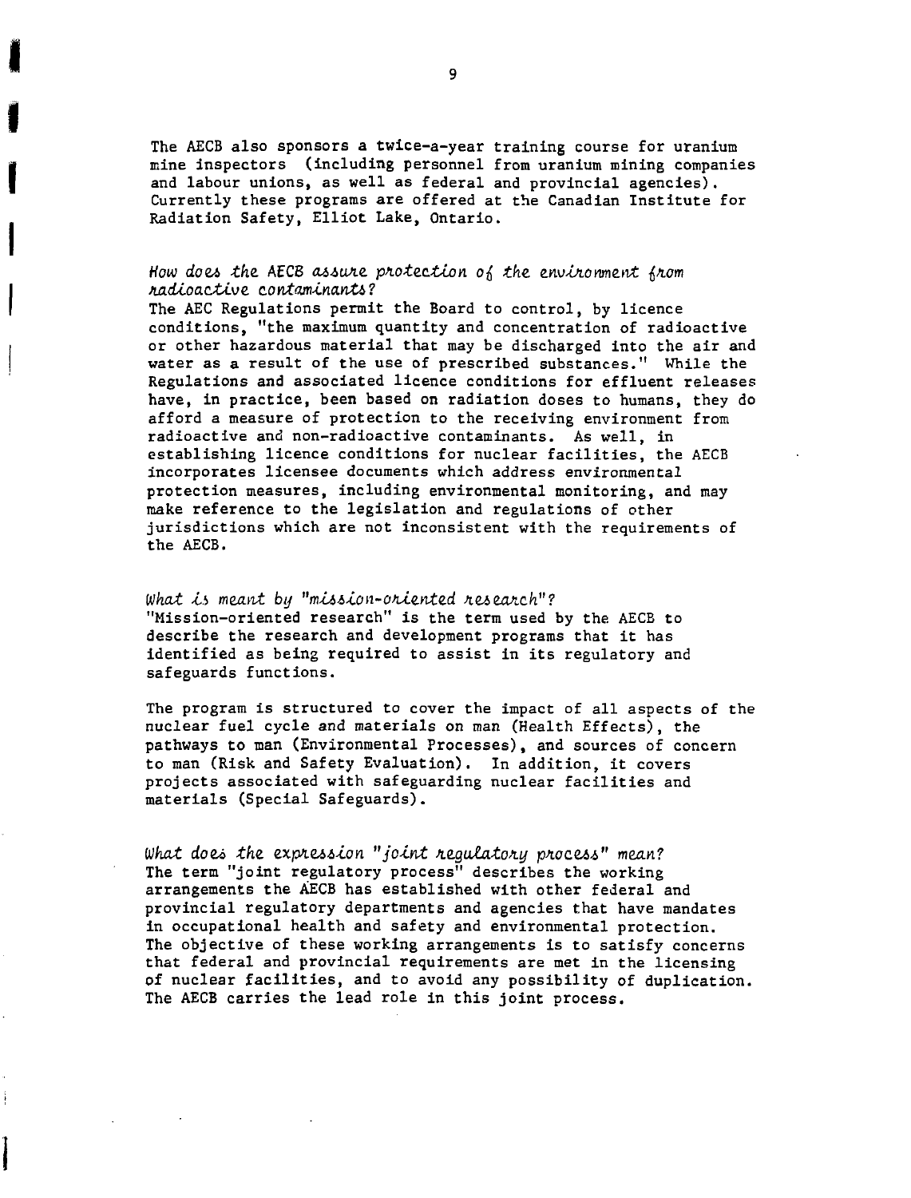The AECB also sponsors a twice-a-year training course for uranium mine inspectors (including personnel from uranium mining companies and labour unions, as well as federal and provincial agencies). Currently these programs are offered at the Canadian Institute for Radiation Safety, Elliot Lake, Ontario.

*How does the AECB assure protection of the environment from radioactive contaminants?*

The AEC Regulations permit the Board to control, by licence conditions, "the maximum quantity and concentration of radioactive or other hazardous material that may be discharged into the air and water as a result of the use of prescribed substances." While the Regulations and associated licence conditions for effluent releases have, in practice, been based on radiation doses to humans, they do afford a measure of protection to the receiving environment from radioactive and non-radioactive contaminants. As well, in establishing licence conditions for nuclear facilities, the AECB incorporates licensee documents which address environmental protection measures, including environmental monitoring, and may make reference to the legislation and regulations of other jurisdictions which are not inconsistent with the requirements of the AECB.

*What is meant by "mission-oriented research"?*

"Mission-oriented research" is the term used by the AECB to describe the research and development programs that it has identified as being required to assist in its regulatory and safeguards functions.

The program is structured to cover the impact of all aspects of the nuclear fuel cycle and materials on man (Health Effects), the pathways to man (Environmental Processes), and sources of concern to man (Risk and Safety Evaluation). In addition, it covers projects associated with safeguarding nuclear facilities and materials (Special Safeguards).

*What does the expression "joint regulatory process" mean?*

The term "joint regulatory process" describes the working arrangements the AECB has established with other federal and provincial regulatory departments and agencies that have mandates in occupational health and safety and environmental protection. The objective of these working arrangements is to satisfy concerns that federal and provincial requirements are met in the licensing of nuclear facilities, and to avoid any possibility of duplication. The AECB carries the lead role in this joint process.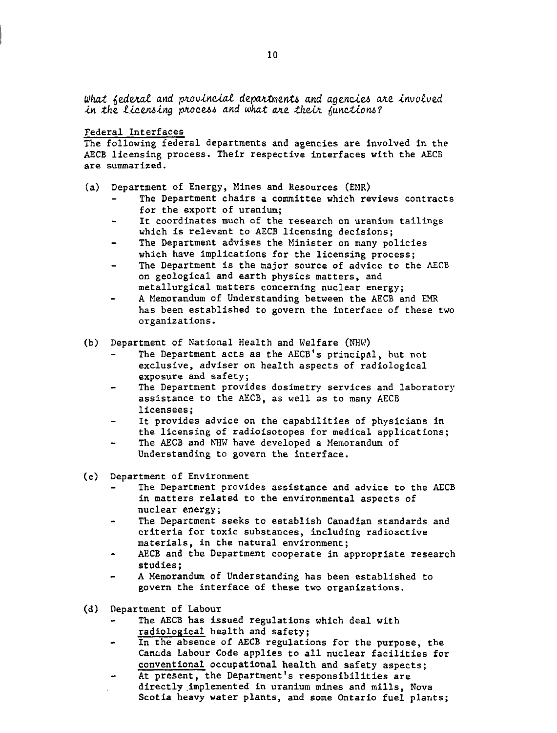*What federal and provincial departments and agencies are involved in the licensing process and what are their functions?*

Federal Interfaces

The following federal departments and agencies are involved in the AECB licensing process. Their respective interfaces with the AECB are summarized.

(a) Department of Energy, Mines and Resources (EMR)
- The Department chairs a committee which reviews contracts for the export of uranium;
- It coordinates much of the research on uranium tailings which is relevant to AECB licensing decisions;
- The Department advises the Minister on many policies which have implications for the licensing process;
- The Department is the major source of advice to the AECB on geological and earth physics matters, and metallurgical matters concerning nuclear energy;
- A Memorandum of Understanding between the AECB and EMR has been established to govern the interface of these two organizations.

(b) Department of National Health and Welfare (NHW)
- The Department acts as the AECB's principal, but not exclusive, adviser on health aspects of radiological exposure and safety;
- The Department provides dosimetry services and laboratory assistance to the AECB, as well as to many AECB licensees;
- It provides advice on the capabilities of physicians in the licensing of radioisotopes for medical applications;
- The AECB and NHW have developed a Memorandum of Understanding to govern the interface.

(c) Department of Environment
- The Department provides assistance and advice to the AECB in matters related to the environmental aspects of nuclear energy;
- The Department seeks to establish Canadian standards and criteria for toxic substances, including radioactive materials, in the natural environment;
- AECB and the Department cooperate in appropriate research studies;
- A Memorandum of Understanding has been established to govern the interface of these two organizations.

(d) Department of Labour
- The AECB has issued regulations which deal with radiological health and safety;
- In the absence of AECB regulations for the purpose, the Canada Labour Code applies to all nuclear facilities for conventional occupational health and safety aspects;
- At present, the Department's responsibilities are directly implemented in uranium mines and mills, Nova Scotia heavy water plants, and some Ontario fuel plants;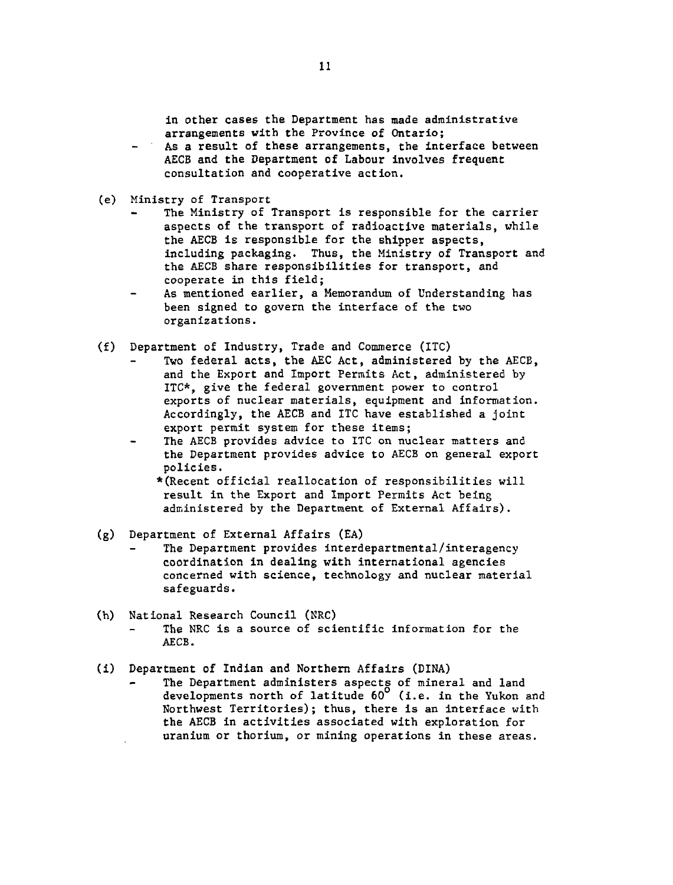in other cases the Department has made administrative arrangements with the Province of Ontario;
- As a result of these arrangements, the interface between AECB and the Department of Labour involves frequent consultation and cooperative action.

(e) Ministry of Transport
- The Ministry of Transport is responsible for the carrier aspects of the transport of radioactive materials, while the AECB is responsible for the shipper aspects, including packaging. Thus, the Ministry of Transport and the AECB share responsibilities for transport, and cooperate in this field;
- As mentioned earlier, a Memorandum of Understanding has been signed to govern the interface of the two organizations.

(f) Department of Industry, Trade and Commerce (ITC)
- Two federal acts, the AEC Act, administered by the AECB, and the Export and Import Permits Act, administered by ITC*, give the federal government power to control exports of nuclear materials, equipment and information. Accordingly, the AECB and ITC have established a joint export permit system for these items;
- The AECB provides advice to ITC on nuclear matters and the Department provides advice to AECB on general export policies.

  *(Recent official reallocation of responsibilities will result in the Export and Import Permits Act being administered by the Department of External Affairs).

(g) Department of External Affairs (EA)
- The Department provides interdepartmental/interagency coordination in dealing with international agencies concerned with science, technology and nuclear material safeguards.

(h) National Research Council (NRC)
- The NRC is a source of scientific information for the AECB.

(i) Department of Indian and Northern Affairs (DINA)
- The Department administers aspects of mineral and land developments north of latitude 60° (i.e. in the Yukon and Northwest Territories); thus, there is an interface with the AECB in activities associated with exploration for uranium or thorium, or mining operations in these areas.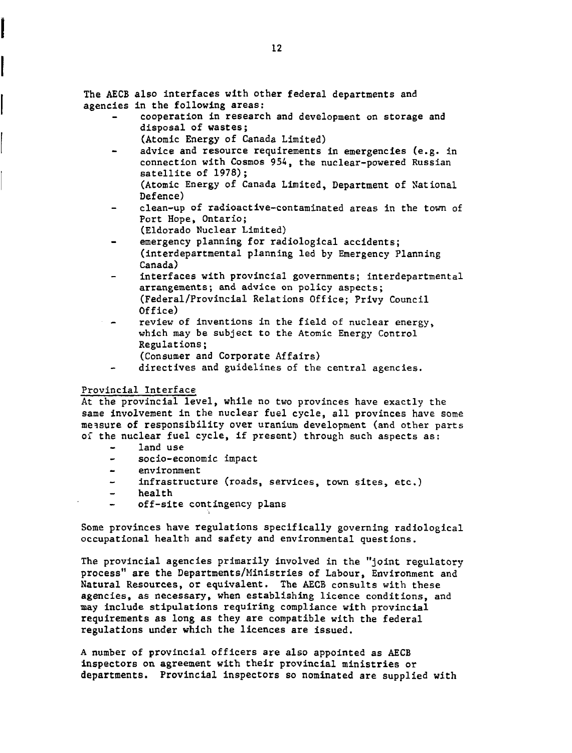The AECB also interfaces with other federal departments and agencies in the following areas:

- cooperation in research and development on storage and disposal of wastes;
  (Atomic Energy of Canada Limited)
- advice and resource requirements in emergencies (e.g. in connection with Cosmos 954, the nuclear-powered Russian satellite of 1978);
  (Atomic Energy of Canada Limited, Department of National Defence)
- clean-up of radioactive-contaminated areas in the town of Port Hope, Ontario;
  (Eldorado Nuclear Limited)
- emergency planning for radiological accidents;
  (interdepartmental planning led by Emergency Planning Canada)
- interfaces with provincial governments; interdepartmental arrangements; and advice on policy aspects;
  (Federal/Provincial Relations Office; Privy Council Office)
- review of inventions in the field of nuclear energy, which may be subject to the Atomic Energy Control Regulations;
  (Consumer and Corporate Affairs)
- directives and guidelines of the central agencies.

Provincial Interface

At the provincial level, while no two provinces have exactly the same involvement in the nuclear fuel cycle, all provinces have some measure of responsibility over uranium development (and other parts of the nuclear fuel cycle, if present) through such aspects as:

- land use
- socio-economic impact
- environment
- infrastructure (roads, services, town sites, etc.)
- health
- off-site contingency plans

Some provinces have regulations specifically governing radiological occupational health and safety and environmental questions.

The provincial agencies primarily involved in the "joint regulatory process" are the Departments/Ministries of Labour, Environment and Natural Resources, or equivalent. The AECB consults with these agencies, as necessary, when establishing licence conditions, and may include stipulations requiring compliance with provincial requirements as long as they are compatible with the federal regulations under which the licences are issued.

A number of provincial officers are also appointed as AECB inspectors on agreement with their provincial ministries or departments. Provincial inspectors so nominated are supplied with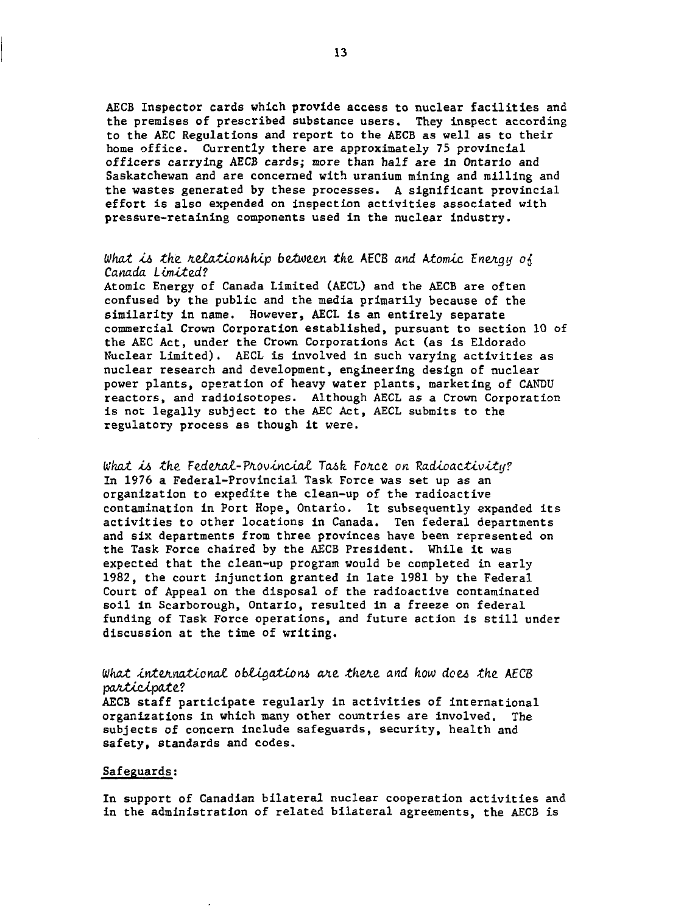AECB Inspector cards which provide access to nuclear facilities and the premises of prescribed substance users. They inspect according to the AEC Regulations and report to the AECB as well as to their home office. Currently there are approximately 75 provincial officers carrying AECB cards; more than half are in Ontario and Saskatchewan and are concerned with uranium mining and milling and the wastes generated by these processes. A significant provincial effort is also expended on inspection activities associated with pressure-retaining components used in the nuclear industry.

### *What is the relationship between the AECB and Atomic Energy of Canada Limited?*

Atomic Energy of Canada Limited (AECL) and the AECB are often confused by the public and the media primarily because of the similarity in name. However, AECL is an entirely separate commercial Crown Corporation established, pursuant to section 10 of the AEC Act, under the Crown Corporations Act (as is Eldorado Nuclear Limited). AECL is involved in such varying activities as nuclear research and development, engineering design of nuclear power plants, operation of heavy water plants, marketing of CANDU reactors, and radioisotopes. Although AECL as a Crown Corporation is not legally subject to the AEC Act, AECL submits to the regulatory process as though it were.

### *What is the Federal-Provincial Task Force on Radioactivity?*

In 1976 a Federal-Provincial Task Force was set up as an organization to expedite the clean-up of the radioactive contamination in Port Hope, Ontario. It subsequently expanded its activities to other locations in Canada. Ten federal departments and six departments from three provinces have been represented on the Task Force chaired by the AECB President. While it was expected that the clean-up program would be completed in early 1982, the court injunction granted in late 1981 by the Federal Court of Appeal on the disposal of the radioactive contaminated soil in Scarborough, Ontario, resulted in a freeze on federal funding of Task Force operations, and future action is still under discussion at the time of writing.

### *What international obligations are there and how does the AECB participate?*

AECB staff participate regularly in activities of international organizations in which many other countries are involved. The subjects of concern include safeguards, security, health and safety, standards and codes.

Safeguards:

In support of Canadian bilateral nuclear cooperation activities and in the administration of related bilateral agreements, the AECB is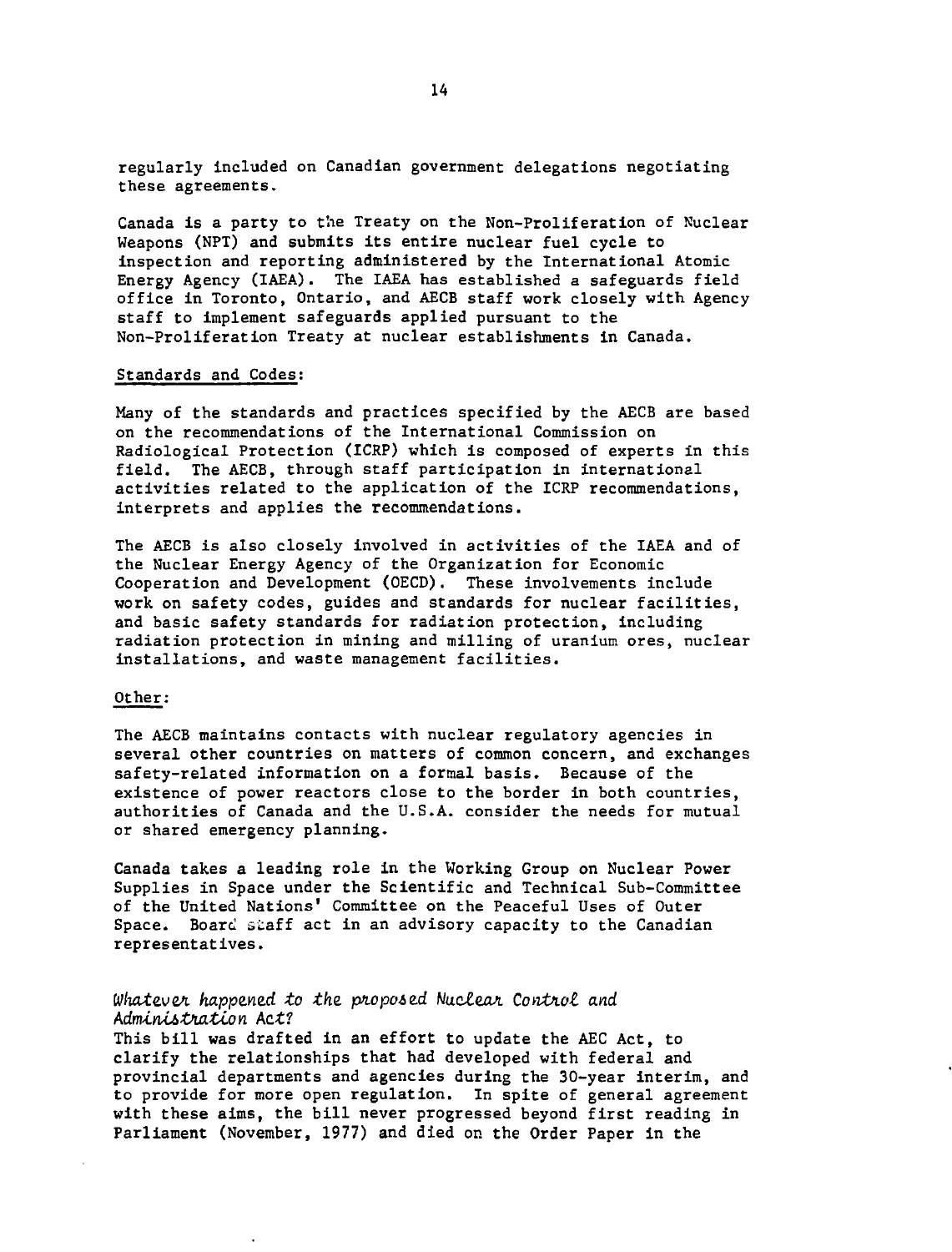regularly included on Canadian government delegations negotiating these agreements.

Canada is a party to the Treaty on the Non-Proliferation of Nuclear Weapons (NPT) and submits its entire nuclear fuel cycle to inspection and reporting administered by the International Atomic Energy Agency (IAEA). The IAEA has established a safeguards field office in Toronto, Ontario, and AECB staff work closely with Agency staff to implement safeguards applied pursuant to the Non-Proliferation Treaty at nuclear establishments in Canada.

Standards and Codes:

Many of the standards and practices specified by the AECB are based on the recommendations of the International Commission on Radiological Protection (ICRP) which is composed of experts in this field. The AECB, through staff participation in international activities related to the application of the ICRP recommendations, interprets and applies the recommendations.

The AECB is also closely involved in activities of the IAEA and of the Nuclear Energy Agency of the Organization for Economic Cooperation and Development (OECD). These involvements include work on safety codes, guides and standards for nuclear facilities, and basic safety standards for radiation protection, including radiation protection in mining and milling of uranium ores, nuclear installations, and waste management facilities.

Other:

The AECB maintains contacts with nuclear regulatory agencies in several other countries on matters of common concern, and exchanges safety-related information on a formal basis. Because of the existence of power reactors close to the border in both countries, authorities of Canada and the U.S.A. consider the needs for mutual or shared emergency planning.

Canada takes a leading role in the Working Group on Nuclear Power Supplies in Space under the Scientific and Technical Sub-Committee of the United Nations' Committee on the Peaceful Uses of Outer Space. Board staff act in an advisory capacity to the Canadian representatives.

*Whatever happened to the proposed Nuclear Control and Administration Act?*

This bill was drafted in an effort to update the AEC Act, to clarify the relationships that had developed with federal and provincial departments and agencies during the 30-year interim, and to provide for more open regulation. In spite of general agreement with these aims, the bill never progressed beyond first reading in Parliament (November, 1977) and died on the Order Paper in the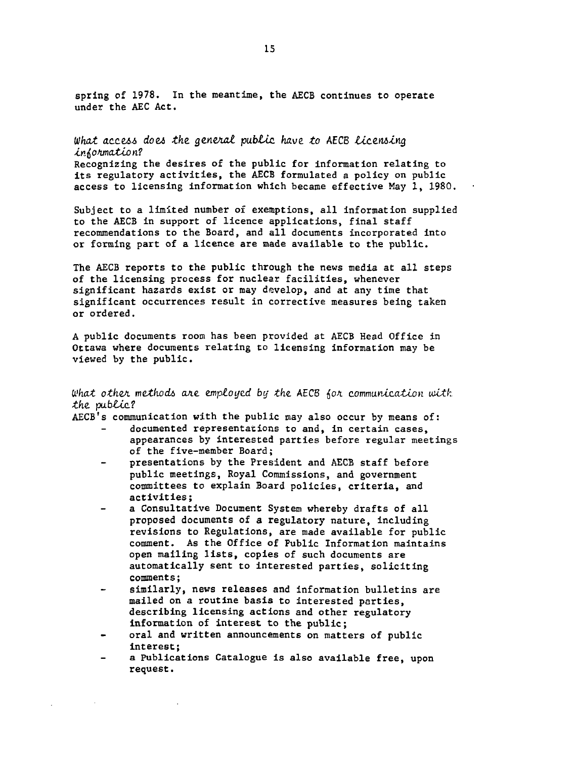spring of 1978. In the meantime, the AECB continues to operate under the AEC Act.

### *What access does the general public have to AECB licensing information?*

Recognizing the desires of the public for information relating to its regulatory activities, the AECB formulated a policy on public access to licensing information which became effective May 1, 1980.

Subject to a limited number of exemptions, all information supplied to the AECB in support of licence applications, final staff recommendations to the Board, and all documents incorporated into or forming part of a licence are made available to the public.

The AECB reports to the public through the news media at all steps of the licensing process for nuclear facilities, whenever significant hazards exist or may develop, and at any time that significant occurrences result in corrective measures being taken or ordered.

A public documents room has been provided at AECB Head Office in Ottawa where documents relating to licensing information may be viewed by the public.

### *What other methods are employed by the AECB for communication with the public?*

AECB's communication with the public may also occur by means of:

- documented representations to and, in certain cases, appearances by interested parties before regular meetings of the five-member Board;
- presentations by the President and AECB staff before public meetings, Royal Commissions, and government committees to explain Board policies, criteria, and activities;
- a Consultative Document System whereby drafts of all proposed documents of a regulatory nature, including revisions to Regulations, are made available for public comment. As the Office of Public Information maintains open mailing lists, copies of such documents are automatically sent to interested parties, soliciting comments;
- similarly, news releases and information bulletins are mailed on a routine basis to interested parties, describing licensing actions and other regulatory information of interest to the public;
- oral and written announcements on matters of public interest;
- a Publications Catalogue is also available free, upon request.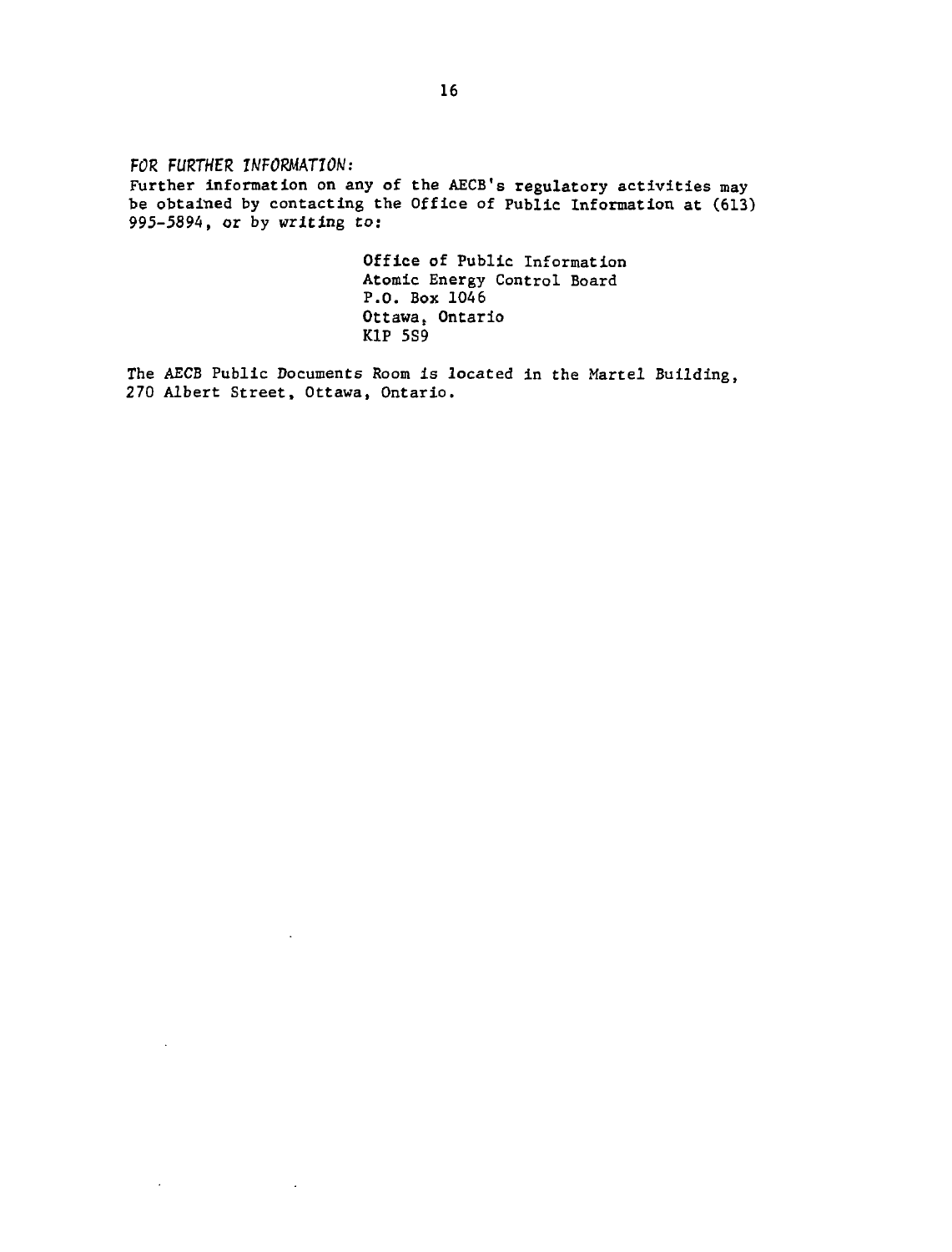*FOR FURTHER INFORMATION:*

Further information on any of the AECB's regulatory activities may be obtained by contacting the Office of Public Information at (613) 995-5894, or by writing to:

Office of Public Information
Atomic Energy Control Board
P.O. Box 1046
Ottawa, Ontario
K1P 5S9

The AECB Public Documents Room is located in the Martel Building, 270 Albert Street, Ottawa, Ontario.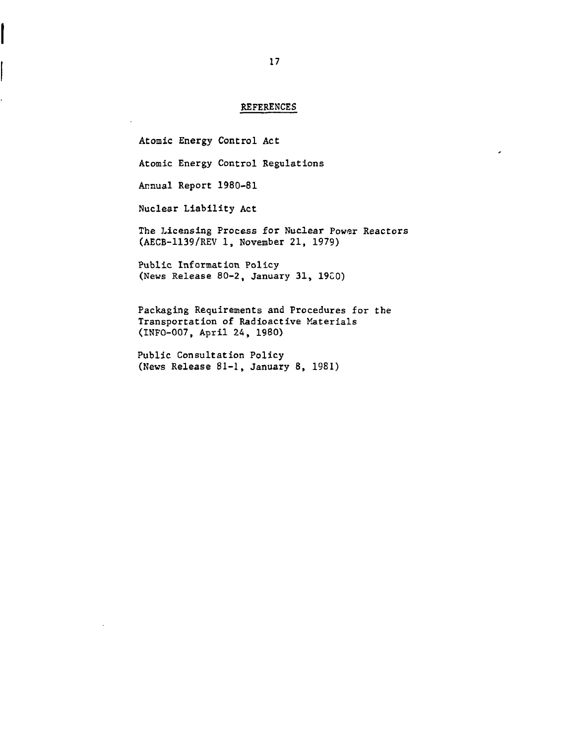## REFERENCES

Atomic Energy Control Act

Atomic Energy Control Regulations

Annual Report 1980-81

Nuclear Liability Act

The Licensing Process for Nuclear Power Reactors
(AECB-1139/REV 1, November 21, 1979)

Public Information Policy
(News Release 80-2, January 31, 1980)

Packaging Requirements and Procedures for the Transportation of Radioactive Materials
(INFO-007, April 24, 1980)

Public Consultation Policy
(News Release 81-1, January 8, 1981)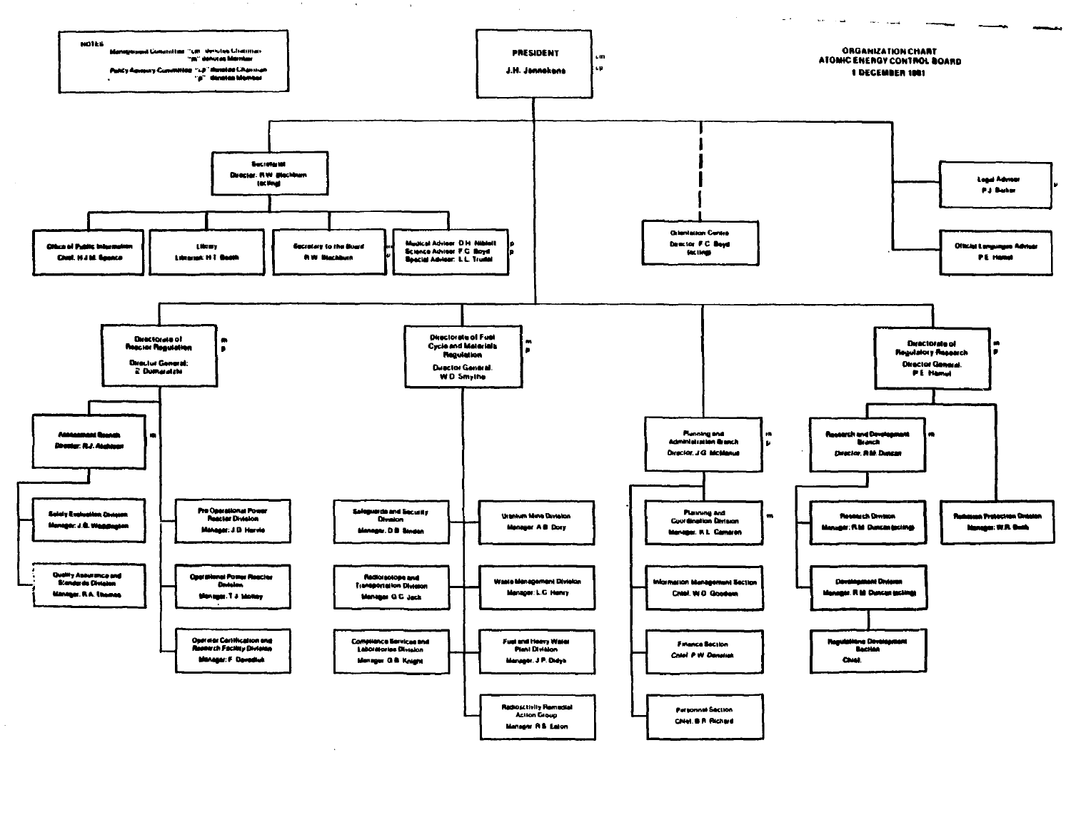NOTES
Management Committee "cm" denotes Chairman
"m" denotes Member
Policy Advisory Committee "cp" denotes Chairman
"p" denotes Member

ORGANIZATION CHART
ATOMIC ENERGY CONTROL BOARD
1 DECEMBER 1981

PRESIDENT
J.H. Jennekens
cm
cp

Secretariat
Director: R.W. Blackburn (acting)

Office of Public Information
Chief: H.J.M. Spence

Library
Librarian: H.T. Booth

Secretary to the Board
R.W. Blackburn

Medical Advisor: D.H. Niblett p
Science Advisor: F.C. Boyd p
Special Advisor: L.L. Truitel

Orientation Centre
Director: F.C. Boyd (acting)

Legal Advisor
P.J. Barker p

Official Languages Advisor
P.E. Hamel

Directorate of Reactor Regulation m p
Director General: Z. Domaratzki

Assessment Branch m
Director: R.J. Atchison

Safety Evaluation Division
Manager: J.G. Waddington

Quality Assurance and Standards Division
Manager: R.A. Thomas

Pre Operational Power Reactor Division
Manager: J.D. Harvie

Operational Power Reactor Division
Manager: T.J. Molloy

Operator Certification and Research Facility Division
Manager: F. Davediuk

Directorate of Fuel Cycle and Materials Regulation m p
Director General: W.D. Smythe

Safeguards and Security Division
Manager: D.B. Sinden

Radioisotope and Transportation Division
Manager: G.C. Jack

Compliance Services and Laboratories Division
Manager: G.B. Knight

Uranium Mine Division
Manager: A.B. Dory

Waste Management Division
Manager: L.G. Henry

Fuel and Heavy Water Plant Division
Manager: J.P. Didyk

Radioactivity Remedial Action Group
Manager: R.S. Eaton

Planning and Administration Branch m p
Director: J.G. McManus

Planning and Coordination Division m
Manager: R.L. Cameron

Information Management Section
Chief: W.D. Goodwin

Finance Section
Chief: P.W. Donolick

Personnel Section
Chief: B.R. Richard

Directorate of Regulatory Research m p
Director General: P.E. Hamel

Research and Development Branch m
Director: R.M. Duncan

Research Division
Manager: R.M. Duncan (acting)

Development Division
Manager: R.M. Duncan (acting)

Regulations Development Section
Chief:

Radiation Protection Division
Manager: W.R. Bush